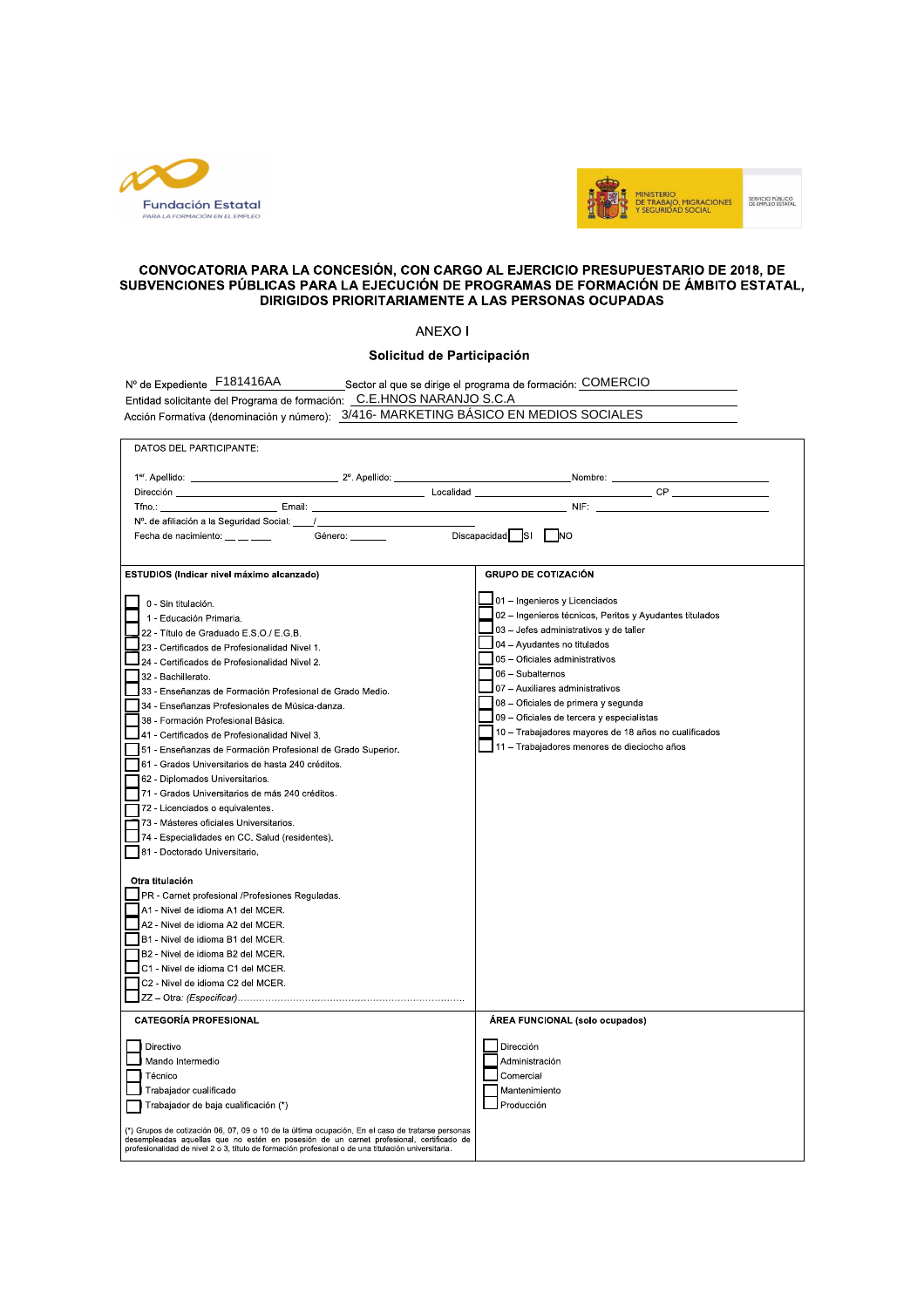Fundación Estatal PARA LA FORMACIÓN EN EL EMPLEO

MINISTERIO DE TRABAJO, MIGRACIONES Y SEGURIDAD SOCIAL — SERVICIO PÚBLICO DE EMPLEO ESTATAL

# CONVOCATORIA PARA LA CONCESIÓN, CON CARGO AL EJERCICIO PRESUPUESTARIO DE 2018, DE SUBVENCIONES PÚBLICAS PARA LA EJECUCIÓN DE PROGRAMAS DE FORMACIÓN DE ÁMBITO ESTATAL, DIRIGIDOS PRIORITARIAMENTE A LAS PERSONAS OCUPADAS

## ANEXO I

## Solicitud de Participación

Nº de Expediente: F181416AA Sector al que se dirige el programa de formación: COMERCIO

Entidad solicitante del Programa de formación: C.E.HNOS NARANJO S.C.A

Acción Formativa (denominación y número): 3/416- MARKETING BÁSICO EN MEDIOS SOCIALES

**DATOS DEL PARTICIPANTE:**

1er. Apellido: ____________ 2º. Apellido: ____________ Nombre: ____________

Dirección ____________ Localidad ____________ CP ____________

Tfno.: ____________ Email: ____________ NIF: ____________

Nº. de afiliación a la Seguridad Social: ____/____________

Fecha de nacimiento: __ __ ___ Género: ______ Discapacidad ☐ SI ☐ NO

**ESTUDIOS (Indicar nivel máximo alcanzado)**

- ☐ 0 - Sin titulación.
- ☐ 1 - Educación Primaria.
- ☐ 22 - Título de Graduado E.S.O./ E.G.B.
- ☐ 23 - Certificados de Profesionalidad Nivel 1.
- ☐ 24 - Certificados de Profesionalidad Nivel 2.
- ☐ 32 - Bachillerato.
- ☐ 33 - Enseñanzas de Formación Profesional de Grado Medio.
- ☐ 34 - Enseñanzas Profesionales de Música-danza.
- ☐ 38 - Formación Profesional Básica.
- ☐ 41 - Certificados de Profesionalidad Nivel 3.
- ☐ 51 - Enseñanzas de Formación Profesional de Grado Superior.
- ☐ 61 - Grados Universitarios de hasta 240 créditos.
- ☐ 62 - Diplomados Universitarios.
- ☐ 71 - Grados Universitarios de más 240 créditos.
- ☐ 72 - Licenciados o equivalentes.
- ☐ 73 - Másteres oficiales Universitarios.
- ☐ 74 - Especialidades en CC. Salud (residentes).
- ☐ 81 - Doctorado Universitario.

**Otra titulación**

- ☐ PR - Carnet profesional /Profesiones Reguladas.
- ☐ A1 - Nivel de idioma A1 del MCER.
- ☐ A2 - Nivel de idioma A2 del MCER.
- ☐ B1 - Nivel de idioma B1 del MCER.
- ☐ B2 - Nivel de idioma B2 del MCER.
- ☐ C1 - Nivel de idioma C1 del MCER.
- ☐ C2 - Nivel de idioma C2 del MCER.
- ☐ ZZ – Otra: *(Especificar)*........................................................................

**GRUPO DE COTIZACIÓN**

- ☐ 01 – Ingenieros y Licenciados
- ☐ 02 – Ingenieros técnicos, Peritos y Ayudantes titulados
- ☐ 03 – Jefes administrativos y de taller
- ☐ 04 – Ayudantes no titulados
- ☐ 05 – Oficiales administrativos
- ☐ 06 – Subalternos
- ☐ 07 – Auxiliares administrativos
- ☐ 08 – Oficiales de primera y segunda
- ☐ 09 – Oficiales de tercera y especialistas
- ☐ 10 – Trabajadores mayores de 18 años no cualificados
- ☐ 11 – Trabajadores menores de dieciocho años

**CATEGORÍA PROFESIONAL**

- ☐ Directivo
- ☐ Mando Intermedio
- ☐ Técnico
- ☐ Trabajador cualificado
- ☐ Trabajador de baja cualificación (*)

(*) Grupos de cotización 06, 07, 09 o 10 de la última ocupación. En el caso de tratarse personas desempleadas aquellas que no estén en posesión de un carnet profesional, certificado de profesionalidad de nivel 2 o 3, título de formación profesional o de una titulación universitaria.

**ÁREA FUNCIONAL (solo ocupados)**

- ☐ Dirección
- ☐ Administración
- ☐ Comercial
- ☐ Mantenimiento
- ☐ Producción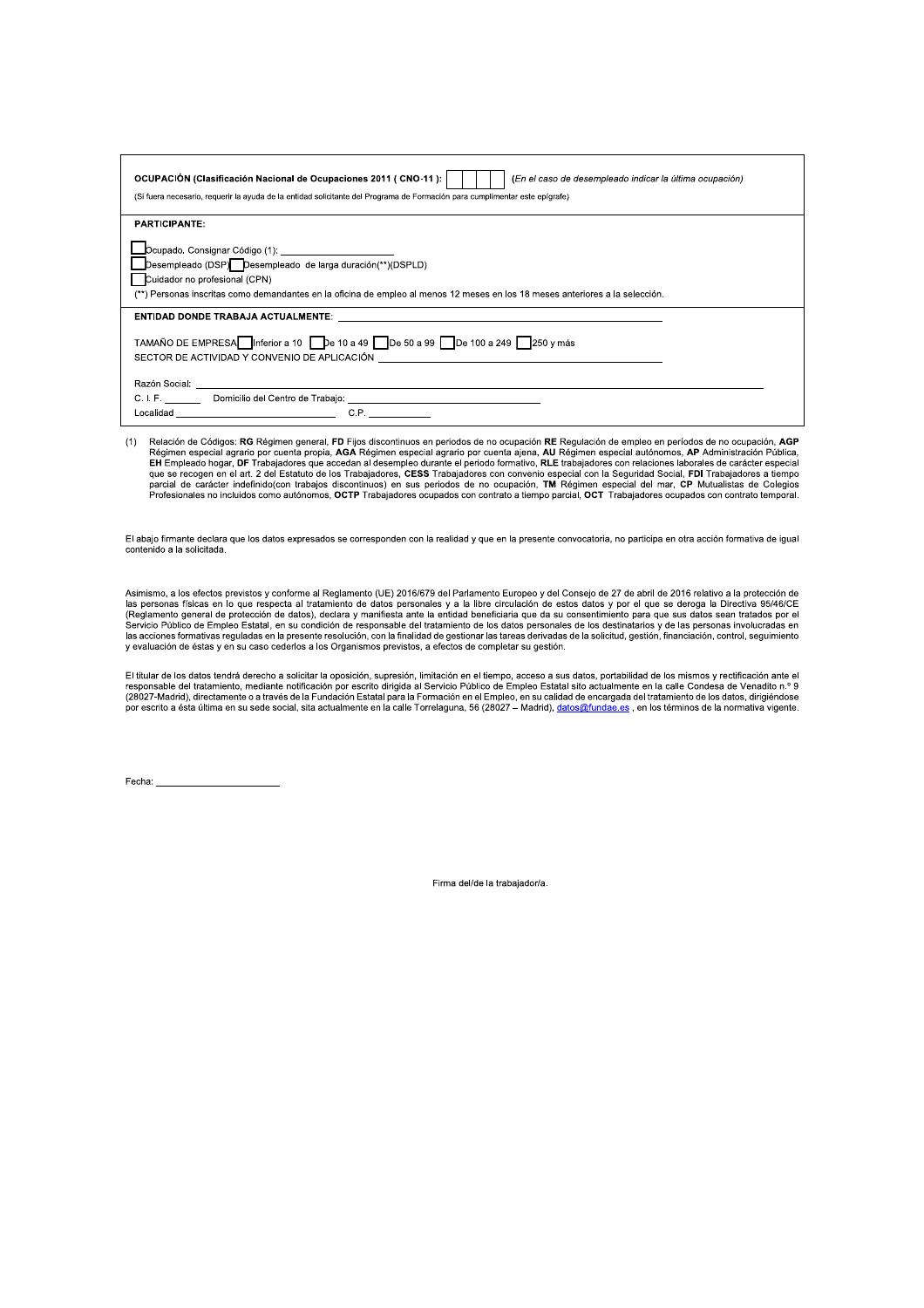**OCUPACIÓN (Clasificación Nacional de Ocupaciones 2011 ( CNO-11 ):** ☐☐☐☐ *(En el caso de desempleado indicar la última ocupación)*

(Si fuera necesario, requerir la ayuda de la entidad solicitante del Programa de Formación para cumplimentar este epígrafe)

**PARTICIPANTE:**

☐ Ocupado. Consignar Código (1): ____________________

☐ Desempleado (DSP) ☐ Desempleado de larga duración(**)(DSPLD)

☐ Cuidador no profesional (CPN)

(**) Personas inscritas como demandantes en la oficina de empleo al menos 12 meses en los 18 meses anteriores a la selección.

**ENTIDAD DONDE TRABAJA ACTUALMENTE:** ____________________

TAMAÑO DE EMPRESA ☐ Inferior a 10 ☐ De 10 a 49 ☐ De 50 a 99 ☐ De 100 a 249 ☐ 250 y más

SECTOR DE ACTIVIDAD Y CONVENIO DE APLICACIÓN ____________________

Razón Social: ____________________

C. I. F. _______ Domicilio del Centro de Trabajo: ____________________

Localidad ____________________ C.P. ____________

(1) Relación de Códigos: **RG** Régimen general, **FD** Fijos discontinuos en periodos de no ocupación **RE** Regulación de empleo en períodos de no ocupación, **AGP** Régimen especial agrario por cuenta propia, **AGA** Régimen especial agrario por cuenta ajena, **AU** Régimen especial autónomos, **AP** Administración Pública, **EH** Empleado hogar, **DF** Trabajadores que accedan al desempleo durante el periodo formativo, **RLE** trabajadores con relaciones laborales de carácter especial que se recogen en el art. 2 del Estatuto de los Trabajadores, **CESS** Trabajadores con convenio especial con la Seguridad Social, **FDI** Trabajadores a tiempo parcial de carácter indefinido(con trabajos discontinuos) en sus periodos de no ocupación, **TM** Régimen especial del mar, **CP** Mutualistas de Colegios Profesionales no incluidos como autónomos, **OCTP** Trabajadores ocupados con contrato a tiempo parcial, **OCT** Trabajadores ocupados con contrato temporal.

El abajo firmante declara que los datos expresados se corresponden con la realidad y que en la presente convocatoria, no participa en otra acción formativa de igual contenido a la solicitada.

Asimismo, a los efectos previstos y conforme al Reglamento (UE) 2016/679 del Parlamento Europeo y del Consejo de 27 de abril de 2016 relativo a la protección de las personas físicas en lo que respecta al tratamiento de datos personales y a la libre circulación de estos datos y por el que se deroga la Directiva 95/46/CE (Reglamento general de protección de datos), declara y manifiesta ante la entidad beneficiaria que da su consentimiento para que sus datos sean tratados por el Servicio Público de Empleo Estatal, en su condición de responsable del tratamiento de los datos personales de los destinatarios y de las personas involucradas en las acciones formativas reguladas en la presente resolución, con la finalidad de gestionar las tareas derivadas de la solicitud, gestión, financiación, control, seguimiento y evaluación de éstas y en su caso cederlos a los Organismos previstos, a efectos de completar su gestión.

El titular de los datos tendrá derecho a solicitar la oposición, supresión, limitación en el tiempo, acceso a sus datos, portabilidad de los mismos y rectificación ante el responsable del tratamiento, mediante notificación por escrito dirigida al Servicio Público de Empleo Estatal sito actualmente en la calle Condesa de Venadito n.º 9 (28027-Madrid), directamente o a través de la Fundación Estatal para la Formación en el Empleo, en su calidad de encargada del tratamiento de los datos, dirigiéndose por escrito a ésta última en su sede social, sita actualmente en la calle Torrelaguna, 56 (28027 – Madrid), datos@fundae.es , en los términos de la normativa vigente.

Fecha: ____________________

Firma del/de la trabajador/a.